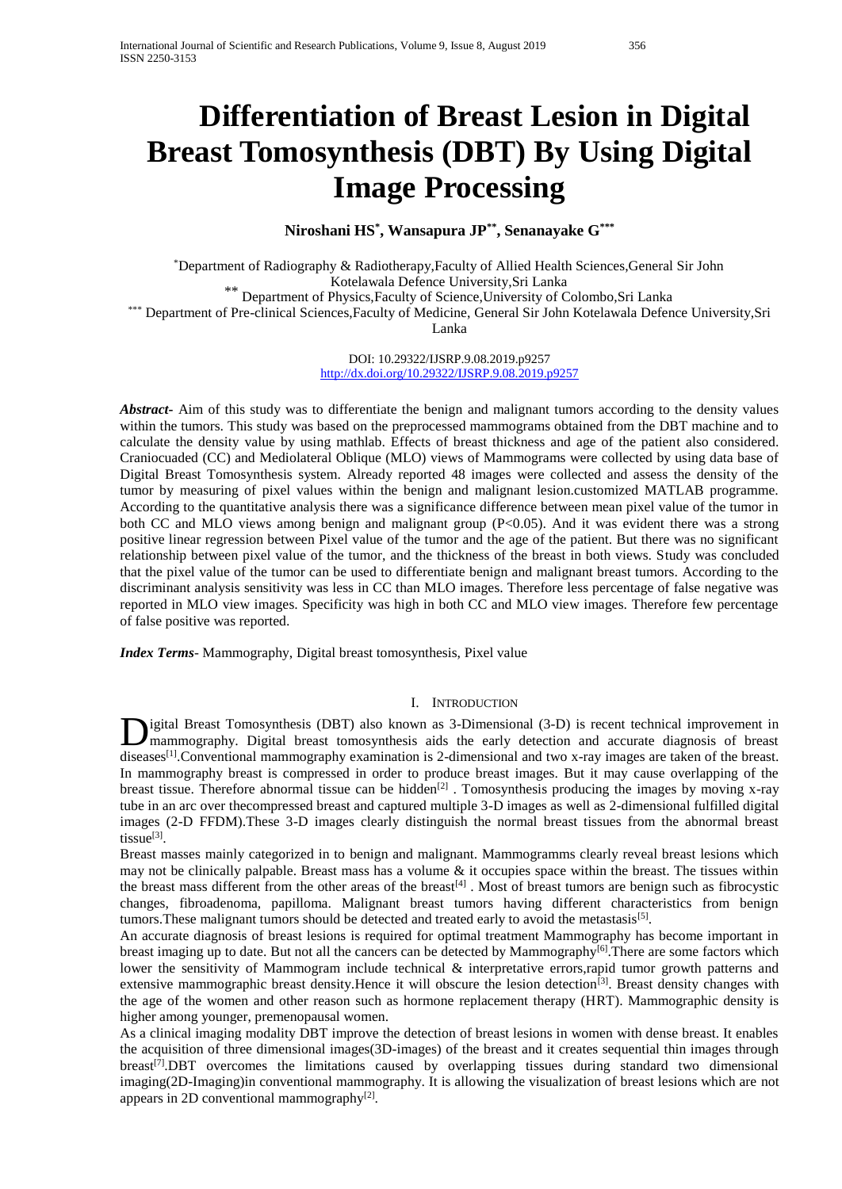# Differentiation of Breast Lesion in Digital Breast Tomosynthesis (DBT) By Using Digital Image Processing

**Niroshani HS[*], Wansapura JP[**], Senanayake G[***]**

[*]Department of Radiography & Radiotherapy,Faculty of Allied Health Sciences,General Sir John Kotelawala Defence University,Sri Lanka
[**] Department of Physics,Faculty of Science,University of Colombo,Sri Lanka
[***] Department of Pre-clinical Sciences,Faculty of Medicine, General Sir John Kotelawala Defence University,Sri Lanka

DOI: 10.29322/IJSRP.9.08.2019.p9257
http://dx.doi.org/10.29322/IJSRP.9.08.2019.p9257

***Abstract-*** Aim of this study was to differentiate the benign and malignant tumors according to the density values within the tumors. This study was based on the preprocessed mammograms obtained from the DBT machine and to calculate the density value by using mathlab. Effects of breast thickness and age of the patient also considered. Craniocuaded (CC) and Mediolateral Oblique (MLO) views of Mammograms were collected by using data base of Digital Breast Tomosynthesis system. Already reported 48 images were collected and assess the density of the tumor by measuring of pixel values within the benign and malignant lesion.customized MATLAB programme. According to the quantitative analysis there was a significance difference between mean pixel value of the tumor in both CC and MLO views among benign and malignant group (P<0.05). And it was evident there was a strong positive linear regression between Pixel value of the tumor and the age of the patient. But there was no significant relationship between pixel value of the tumor, and the thickness of the breast in both views. Study was concluded that the pixel value of the tumor can be used to differentiate benign and malignant breast tumors. According to the discriminant analysis sensitivity was less in CC than MLO images. Therefore less percentage of false negative was reported in MLO view images. Specificity was high in both CC and MLO view images. Therefore few percentage of false positive was reported.

***Index Terms-*** Mammography, Digital breast tomosynthesis, Pixel value

## I. Introduction

Digital Breast Tomosynthesis (DBT) also known as 3-Dimensional (3-D) is recent technical improvement in mammography. Digital breast tomosynthesis aids the early detection and accurate diagnosis of breast diseases[1].Conventional mammography examination is 2-dimensional and two x-ray images are taken of the breast. In mammography breast is compressed in order to produce breast images. But it may cause overlapping of the breast tissue. Therefore abnormal tissue can be hidden[2] . Tomosynthesis producing the images by moving x-ray tube in an arc over thecompressed breast and captured multiple 3-D images as well as 2-dimensional fulfilled digital images (2-D FFDM).These 3-D images clearly distinguish the normal breast tissues from the abnormal breast tissue[3].

Breast masses mainly categorized in to benign and malignant. Mammogramms clearly reveal breast lesions which may not be clinically palpable. Breast mass has a volume & it occupies space within the breast. The tissues within the breast mass different from the other areas of the breast[4] . Most of breast tumors are benign such as fibrocystic changes, fibroadenoma, papilloma. Malignant breast tumors having different characteristics from benign tumors.These malignant tumors should be detected and treated early to avoid the metastasis[5].

An accurate diagnosis of breast lesions is required for optimal treatment Mammography has become important in breast imaging up to date. But not all the cancers can be detected by Mammography[6].There are some factors which lower the sensitivity of Mammogram include technical & interpretative errors,rapid tumor growth patterns and extensive mammographic breast density.Hence it will obscure the lesion detection[3]. Breast density changes with the age of the women and other reason such as hormone replacement therapy (HRT). Mammographic density is higher among younger, premenopausal women.

As a clinical imaging modality DBT improve the detection of breast lesions in women with dense breast. It enables the acquisition of three dimensional images(3D-images) of the breast and it creates sequential thin images through breast[7].DBT overcomes the limitations caused by overlapping tissues during standard two dimensional imaging(2D-Imaging)in conventional mammography. It is allowing the visualization of breast lesions which are not appears in 2D conventional mammography[2].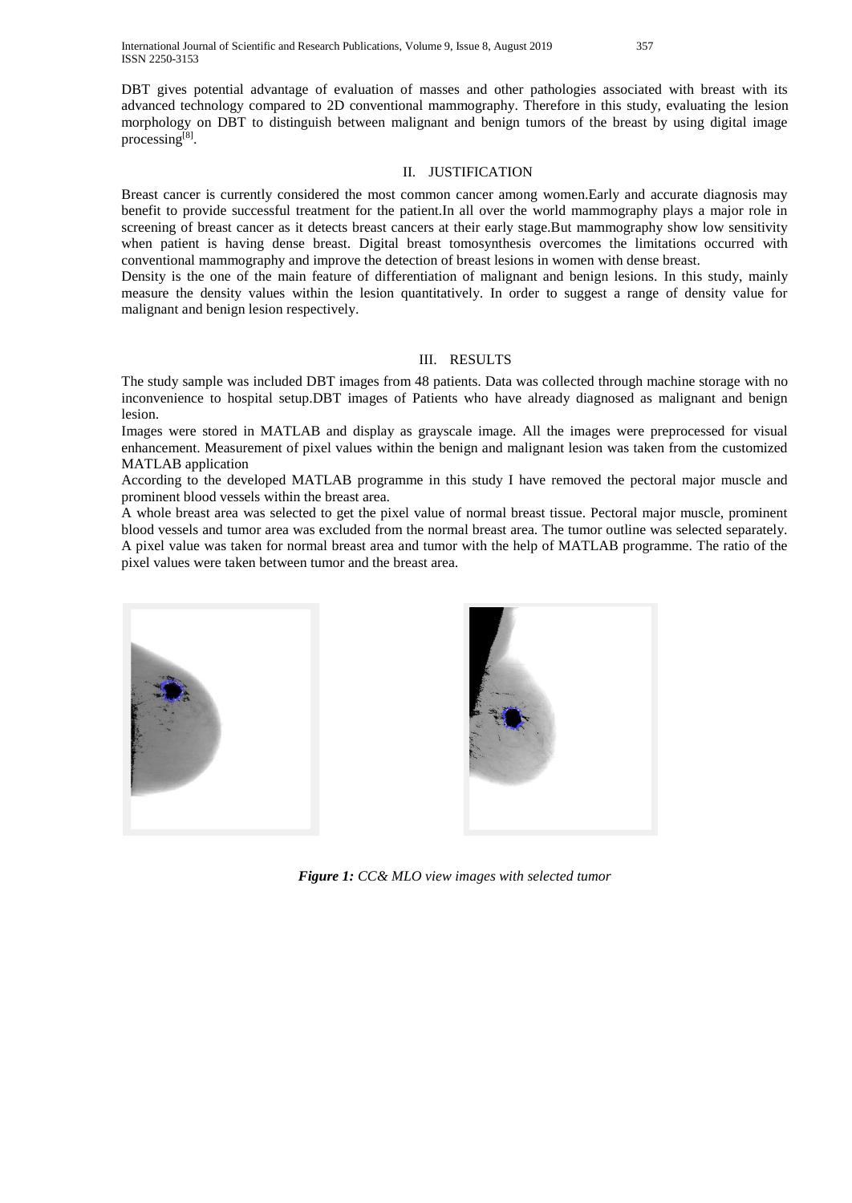DBT gives potential advantage of evaluation of masses and other pathologies associated with breast with its advanced technology compared to 2D conventional mammography. Therefore in this study, evaluating the lesion morphology on DBT to distinguish between malignant and benign tumors of the breast by using digital image processing[8].

## II. JUSTIFICATION

Breast cancer is currently considered the most common cancer among women.Early and accurate diagnosis may benefit to provide successful treatment for the patient.In all over the world mammography plays a major role in screening of breast cancer as it detects breast cancers at their early stage.But mammography show low sensitivity when patient is having dense breast. Digital breast tomosynthesis overcomes the limitations occurred with conventional mammography and improve the detection of breast lesions in women with dense breast.

Density is the one of the main feature of differentiation of malignant and benign lesions. In this study, mainly measure the density values within the lesion quantitatively. In order to suggest a range of density value for malignant and benign lesion respectively.

## III. RESULTS

The study sample was included DBT images from 48 patients. Data was collected through machine storage with no inconvenience to hospital setup.DBT images of Patients who have already diagnosed as malignant and benign lesion.

Images were stored in MATLAB and display as grayscale image. All the images were preprocessed for visual enhancement. Measurement of pixel values within the benign and malignant lesion was taken from the customized MATLAB application

According to the developed MATLAB programme in this study I have removed the pectoral major muscle and prominent blood vessels within the breast area.

A whole breast area was selected to get the pixel value of normal breast tissue. Pectoral major muscle, prominent blood vessels and tumor area was excluded from the normal breast area. The tumor outline was selected separately. A pixel value was taken for normal breast area and tumor with the help of MATLAB programme. The ratio of the pixel values were taken between tumor and the breast area.

***Figure 1:** CC& MLO view images with selected tumor*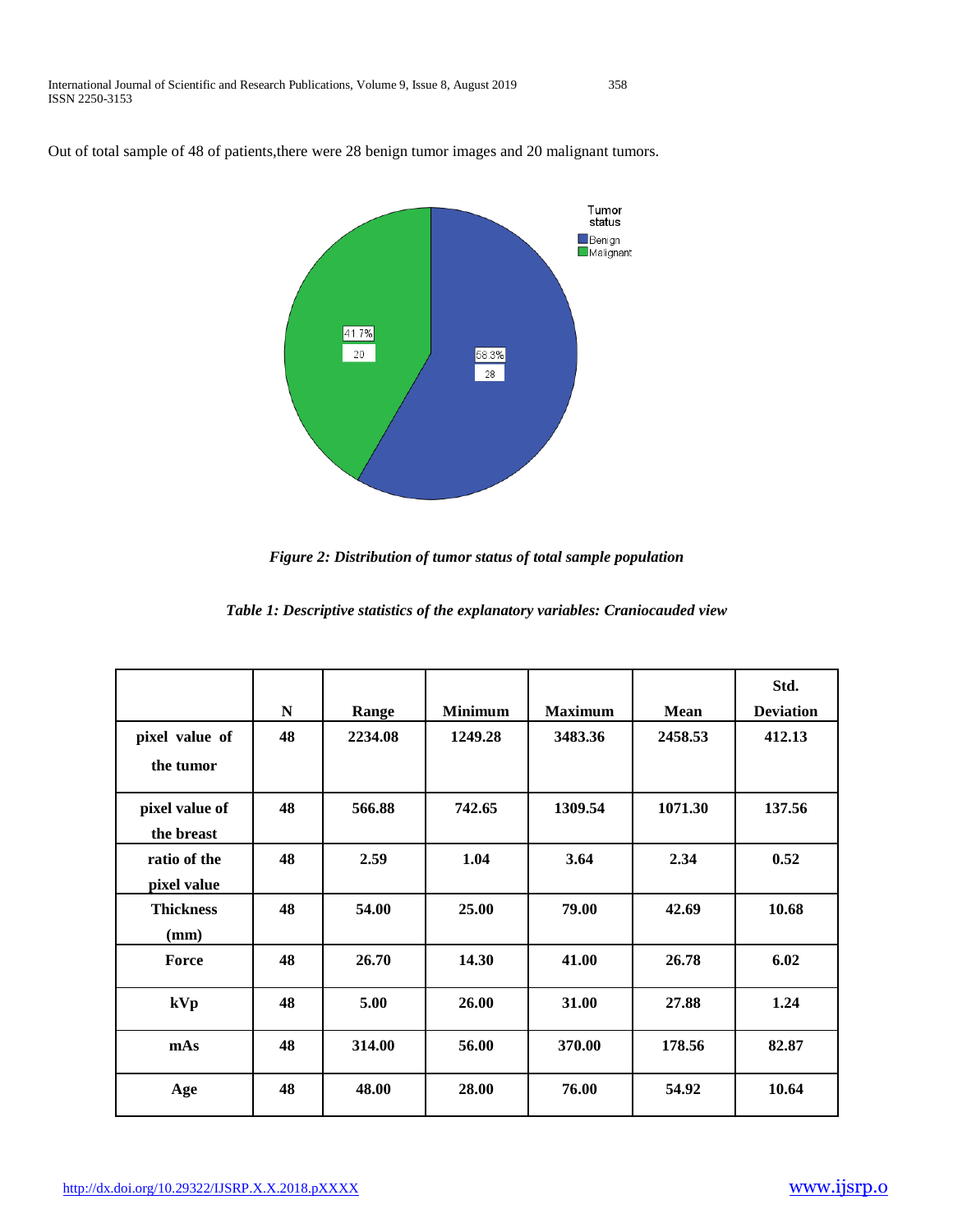Out of total sample of 48 of patients,there were 28 benign tumor images and 20 malignant tumors.

*Figure 2: Distribution of tumor status of total sample population*

*Table 1: Descriptive statistics of the explanatory variables: Craniocauded view*

| | N | Range | Minimum | Maximum | Mean | Std. Deviation |
|---|---|---|---|---|---|---|
| pixel value of the tumor | 48 | 2234.08 | 1249.28 | 3483.36 | 2458.53 | 412.13 |
| pixel value of the breast | 48 | 566.88 | 742.65 | 1309.54 | 1071.30 | 137.56 |
| ratio of the pixel value | 48 | 2.59 | 1.04 | 3.64 | 2.34 | 0.52 |
| Thickness (mm) | 48 | 54.00 | 25.00 | 79.00 | 42.69 | 10.68 |
| Force | 48 | 26.70 | 14.30 | 41.00 | 26.78 | 6.02 |
| kVp | 48 | 5.00 | 26.00 | 31.00 | 27.88 | 1.24 |
| mAs | 48 | 314.00 | 56.00 | 370.00 | 178.56 | 82.87 |
| Age | 48 | 48.00 | 28.00 | 76.00 | 54.92 | 10.64 |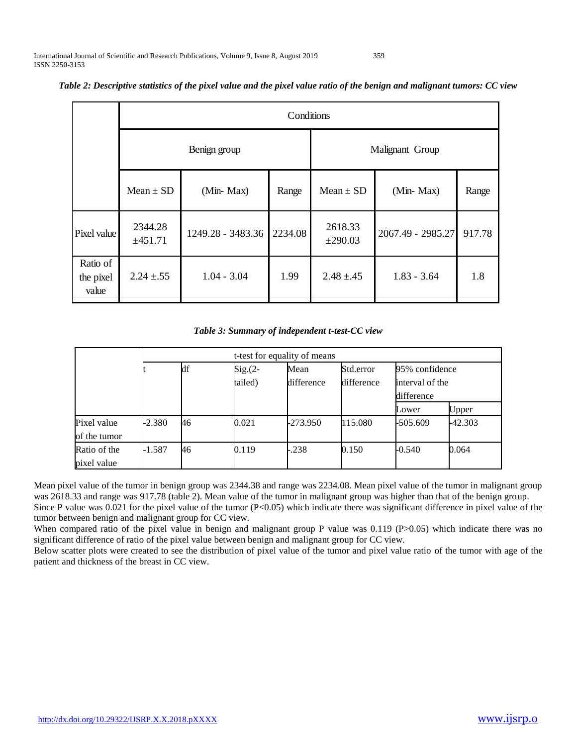*Table 2: Descriptive statistics of the pixel value and the pixel value ratio of the benign and malignant tumors: CC view*

| | Conditions | | | | | |
|---|---|---|---|---|---|---|
| | Benign group | | | Malignant Group | | |
| | Mean ± SD | (Min- Max) | Range | Mean ± SD | (Min- Max) | Range |
| Pixel value | 2344.28 ±451.71 | 1249.28 - 3483.36 | 2234.08 | 2618.33 ±290.03 | 2067.49 - 2985.27 | 917.78 |
| Ratio of the pixel value | 2.24 ±.55 | 1.04 - 3.04 | 1.99 | 2.48 ±.45 | 1.83 - 3.64 | 1.8 |

*Table 3: Summary of independent t-test-CC view*

| | t-test for equality of means | | | | | | |
|---|---|---|---|---|---|---|---|
| | t | df | Sig.(2-tailed) | Mean difference | Std.error difference | 95% confidence interval of the difference | |
| | | | | | | Lower | Upper |
| Pixel value of the tumor | -2.380 | 46 | 0.021 | -273.950 | 115.080 | -505.609 | -42.303 |
| Ratio of the pixel value | -1.587 | 46 | 0.119 | -.238 | 0.150 | -0.540 | 0.064 |

Mean pixel value of the tumor in benign group was 2344.38 and range was 2234.08. Mean pixel value of the tumor in malignant group was 2618.33 and range was 917.78 (table 2). Mean value of the tumor in malignant group was higher than that of the benign group. Since P value was 0.021 for the pixel value of the tumor ($P<0.05$) which indicate there was significant difference in pixel value of the tumor between benign and malignant group for CC view.

When compared ratio of the pixel value in benign and malignant group P value was 0.119 ($P>0.05$) which indicate there was no significant difference of ratio of the pixel value between benign and malignant group for CC view.

Below scatter plots were created to see the distribution of pixel value of the tumor and pixel value ratio of the tumor with age of the patient and thickness of the breast in CC view.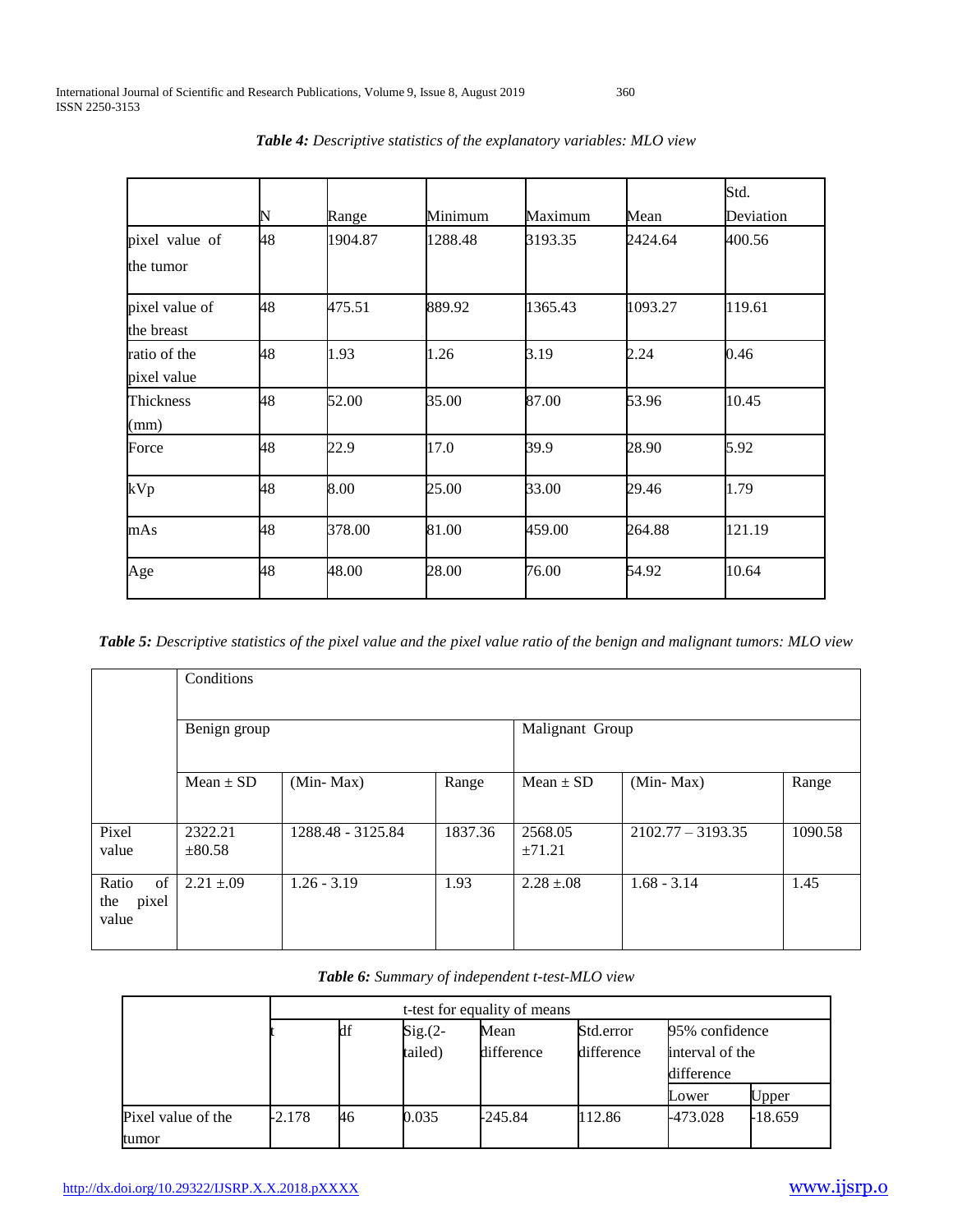***Table 4:*** *Descriptive statistics of the explanatory variables: MLO view*

| | N | Range | Minimum | Maximum | Mean | Std. Deviation |
|---|---|---|---|---|---|---|
| pixel value of the tumor | 48 | 1904.87 | 1288.48 | 3193.35 | 2424.64 | 400.56 |
| pixel value of the breast | 48 | 475.51 | 889.92 | 1365.43 | 1093.27 | 119.61 |
| ratio of the pixel value | 48 | 1.93 | 1.26 | 3.19 | 2.24 | 0.46 |
| Thickness (mm) | 48 | 52.00 | 35.00 | 87.00 | 53.96 | 10.45 |
| Force | 48 | 22.9 | 17.0 | 39.9 | 28.90 | 5.92 |
| kVp | 48 | 8.00 | 25.00 | 33.00 | 29.46 | 1.79 |
| mAs | 48 | 378.00 | 81.00 | 459.00 | 264.88 | 121.19 |
| Age | 48 | 48.00 | 28.00 | 76.00 | 54.92 | 10.64 |

***Table 5:*** *Descriptive statistics of the pixel value and the pixel value ratio of the benign and malignant tumors: MLO view*

| | Conditions | | | | | |
|---|---|---|---|---|---|---|
| | Benign group | | | Malignant Group | | |
| | Mean ± SD | (Min- Max) | Range | Mean ± SD | (Min- Max) | Range |
| Pixel value | 2322.21 ±80.58 | 1288.48 - 3125.84 | 1837.36 | 2568.05 ±71.21 | 2102.77 – 3193.35 | 1090.58 |
| Ratio of the pixel value | 2.21 ±.09 | 1.26 - 3.19 | 1.93 | 2.28 ±.08 | 1.68 - 3.14 | 1.45 |

***Table 6:*** *Summary of independent t-test-MLO view*

| | t-test for equality of means | | | | | | |
|---|---|---|---|---|---|---|---|
| | t | df | Sig.(2-tailed) | Mean difference | Std.error difference | 95% confidence interval of the difference | |
| | | | | | | Lower | Upper |
| Pixel value of the tumor | -2.178 | 46 | 0.035 | -245.84 | 112.86 | -473.028 | -18.659 |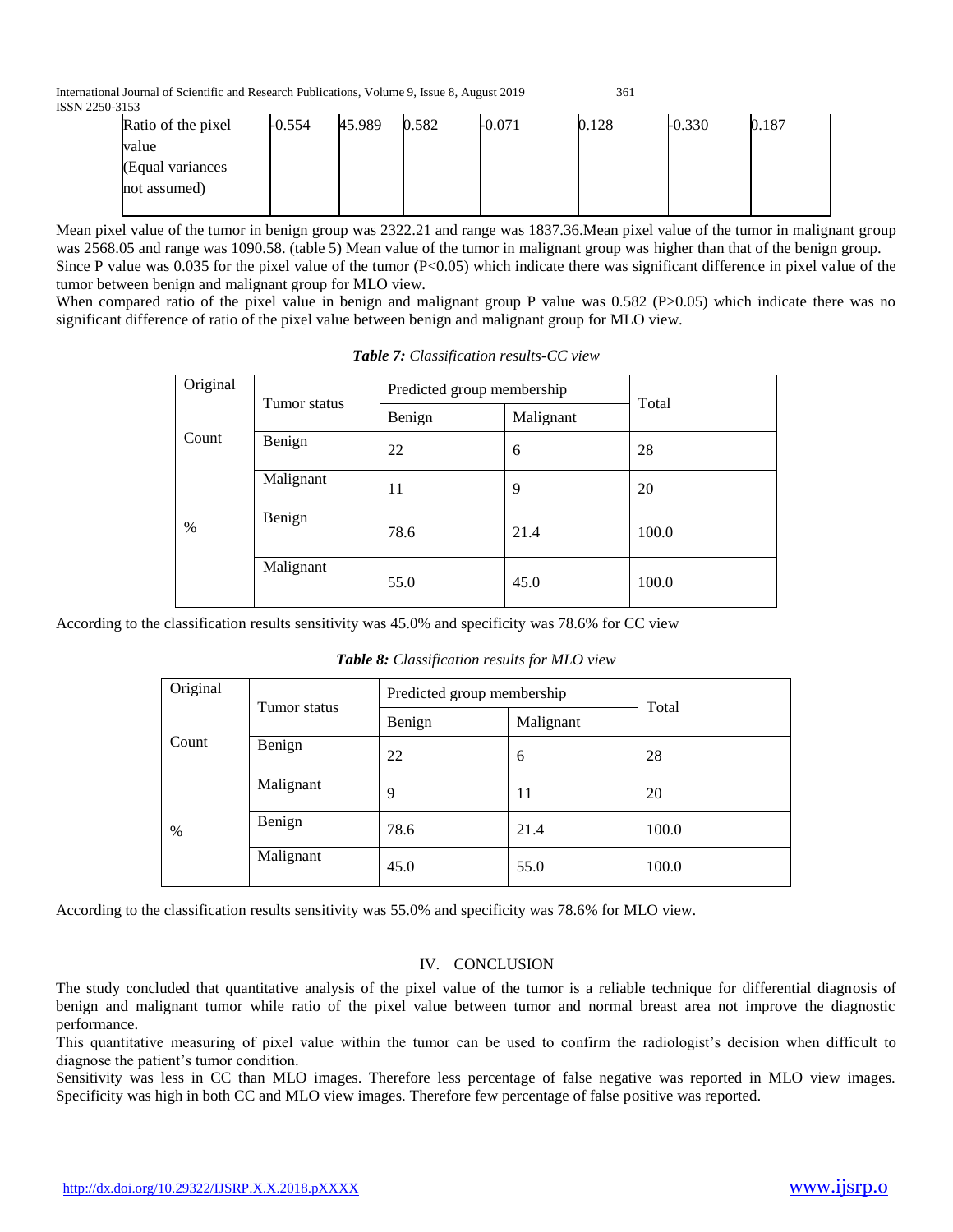| Ratio of the pixel value (Equal variances not assumed) | -0.554 | 45.989 | 0.582 | -0.071 | 0.128 | -0.330 | 0.187 |
|---|---|---|---|---|---|---|---|

Mean pixel value of the tumor in benign group was 2322.21 and range was 1837.36.Mean pixel value of the tumor in malignant group was 2568.05 and range was 1090.58. (table 5) Mean value of the tumor in malignant group was higher than that of the benign group. Since P value was 0.035 for the pixel value of the tumor (P<0.05) which indicate there was significant difference in pixel value of the tumor between benign and malignant group for MLO view.

When compared ratio of the pixel value in benign and malignant group P value was 0.582 (P>0.05) which indicate there was no significant difference of ratio of the pixel value between benign and malignant group for MLO view.

***Table 7:*** *Classification results-CC view*

| Original | Tumor status | Predicted group membership | | Total |
|---|---|---|---|---|
| | | Benign | Malignant | |
| Count | Benign | 22 | 6 | 28 |
| | Malignant | 11 | 9 | 20 |
| % | Benign | 78.6 | 21.4 | 100.0 |
| | Malignant | 55.0 | 45.0 | 100.0 |

According to the classification results sensitivity was 45.0% and specificity was 78.6% for CC view

***Table 8:*** *Classification results for MLO view*

| Original | Tumor status | Predicted group membership | | Total |
|---|---|---|---|---|
| | | Benign | Malignant | |
| Count | Benign | 22 | 6 | 28 |
| | Malignant | 9 | 11 | 20 |
| % | Benign | 78.6 | 21.4 | 100.0 |
| | Malignant | 45.0 | 55.0 | 100.0 |

According to the classification results sensitivity was 55.0% and specificity was 78.6% for MLO view.

## IV. CONCLUSION

The study concluded that quantitative analysis of the pixel value of the tumor is a reliable technique for differential diagnosis of benign and malignant tumor while ratio of the pixel value between tumor and normal breast area not improve the diagnostic performance.

This quantitative measuring of pixel value within the tumor can be used to confirm the radiologist's decision when difficult to diagnose the patient's tumor condition.

Sensitivity was less in CC than MLO images. Therefore less percentage of false negative was reported in MLO view images. Specificity was high in both CC and MLO view images. Therefore few percentage of false positive was reported.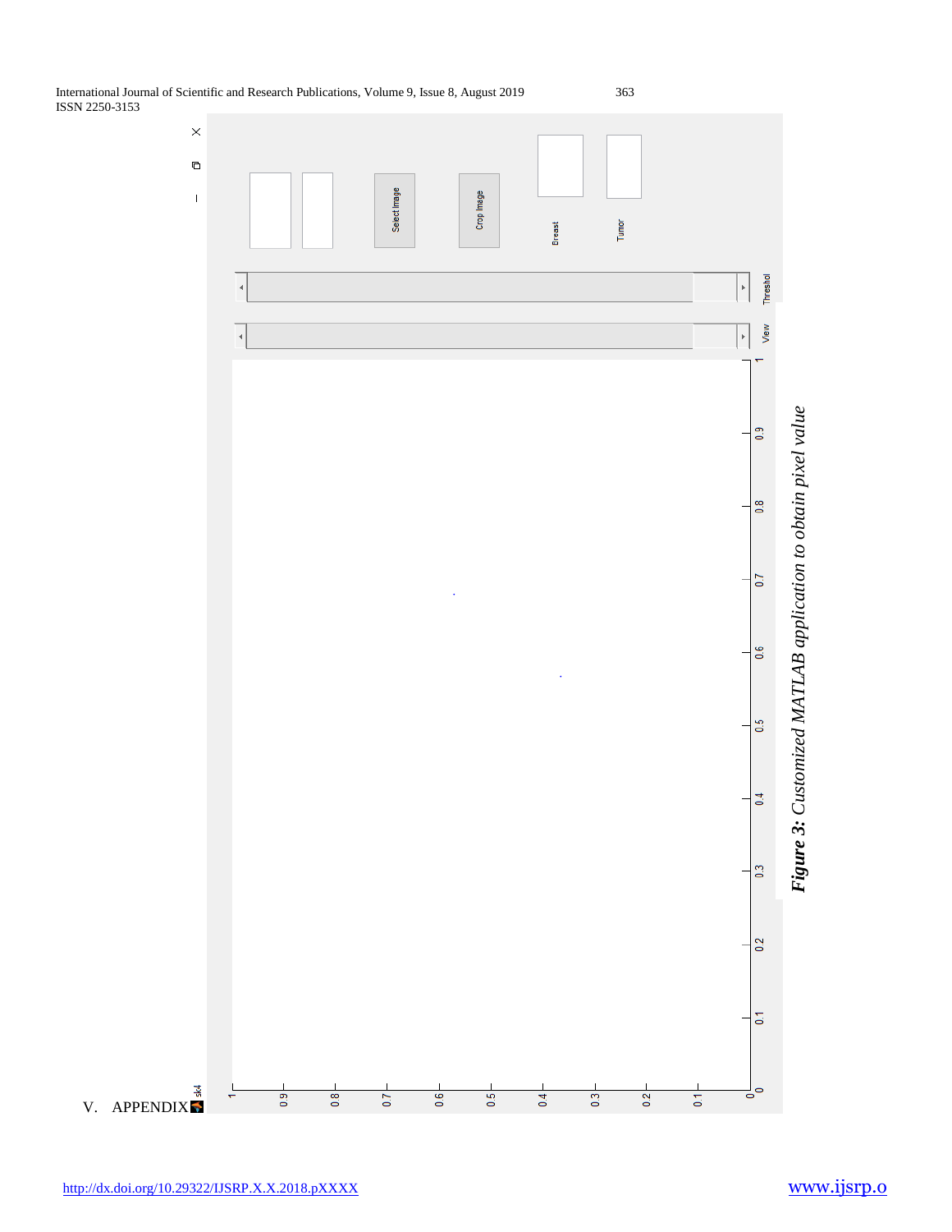## V. APPENDIX

*Figure 3: Customized MATLAB application to obtain pixel value*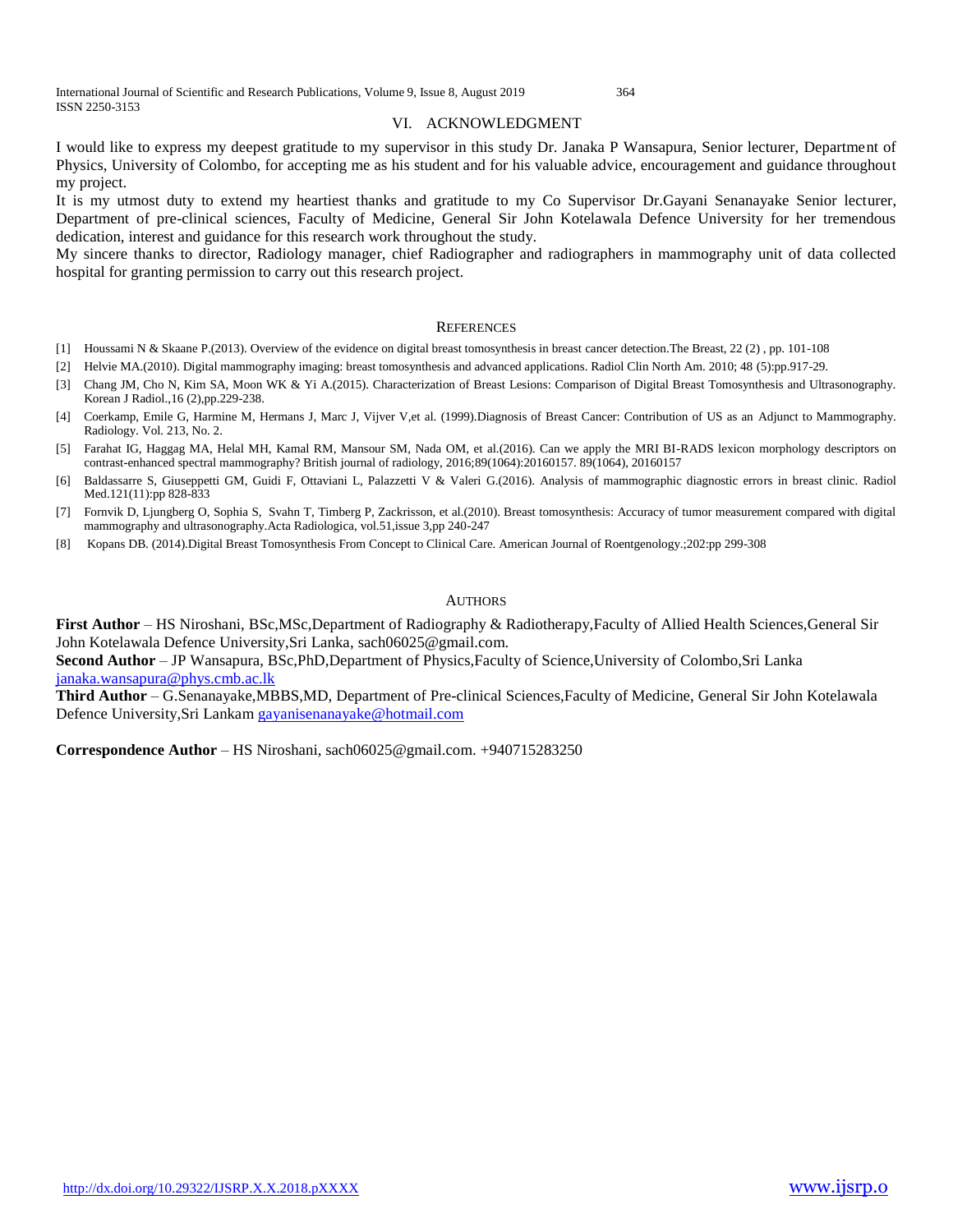## VI. ACKNOWLEDGMENT

I would like to express my deepest gratitude to my supervisor in this study Dr. Janaka P Wansapura, Senior lecturer, Department of Physics, University of Colombo, for accepting me as his student and for his valuable advice, encouragement and guidance throughout my project.

It is my utmost duty to extend my heartiest thanks and gratitude to my Co Supervisor Dr.Gayani Senanayake Senior lecturer, Department of pre-clinical sciences, Faculty of Medicine, General Sir John Kotelawala Defence University for her tremendous dedication, interest and guidance for this research work throughout the study.

My sincere thanks to director, Radiology manager, chief Radiographer and radiographers in mammography unit of data collected hospital for granting permission to carry out this research project.

## REFERENCES

[1] Houssami N & Skaane P.(2013). Overview of the evidence on digital breast tomosynthesis in breast cancer detection.The Breast, 22 (2) , pp. 101-108

[2] Helvie MA.(2010). Digital mammography imaging: breast tomosynthesis and advanced applications. Radiol Clin North Am. 2010; 48 (5):pp.917-29.

[3] Chang JM, Cho N, Kim SA, Moon WK & Yi A.(2015). Characterization of Breast Lesions: Comparison of Digital Breast Tomosynthesis and Ultrasonography. Korean J Radiol.,16 (2),pp.229-238.

[4] Coerkamp, Emile G, Harmine M, Hermans J, Marc J, Vijver V,et al. (1999).Diagnosis of Breast Cancer: Contribution of US as an Adjunct to Mammography. Radiology. Vol. 213, No. 2.

[5] Farahat IG, Haggag MA, Helal MH, Kamal RM, Mansour SM, Nada OM, et al.(2016). Can we apply the MRI BI-RADS lexicon morphology descriptors on contrast-enhanced spectral mammography? British journal of radiology, 2016;89(1064):20160157. 89(1064), 20160157

[6] Baldassarre S, Giuseppetti GM, Guidi F, Ottaviani L, Palazzetti V & Valeri G.(2016). Analysis of mammographic diagnostic errors in breast clinic. Radiol Med.121(11):pp 828-833

[7] Fornvik D, Ljungberg O, Sophia S, Svahn T, Timberg P, Zackrisson, et al.(2010). Breast tomosynthesis: Accuracy of tumor measurement compared with digital mammography and ultrasonography.Acta Radiologica, vol.51,issue 3,pp 240-247

[8] Kopans DB. (2014).Digital Breast Tomosynthesis From Concept to Clinical Care. American Journal of Roentgenology.;202:pp 299-308

## AUTHORS

**First Author** – HS Niroshani, BSc,MSc,Department of Radiography & Radiotherapy,Faculty of Allied Health Sciences,General Sir John Kotelawala Defence University,Sri Lanka, sach06025@gmail.com.

**Second Author** – JP Wansapura, BSc,PhD,Department of Physics,Faculty of Science,University of Colombo,Sri Lanka janaka.wansapura@phys.cmb.ac.lk

**Third Author** – G.Senanayake,MBBS,MD, Department of Pre-clinical Sciences,Faculty of Medicine, General Sir John Kotelawala Defence University,Sri Lankam gayanisenanayake@hotmail.com

**Correspondence Author** – HS Niroshani, sach06025@gmail.com. +940715283250